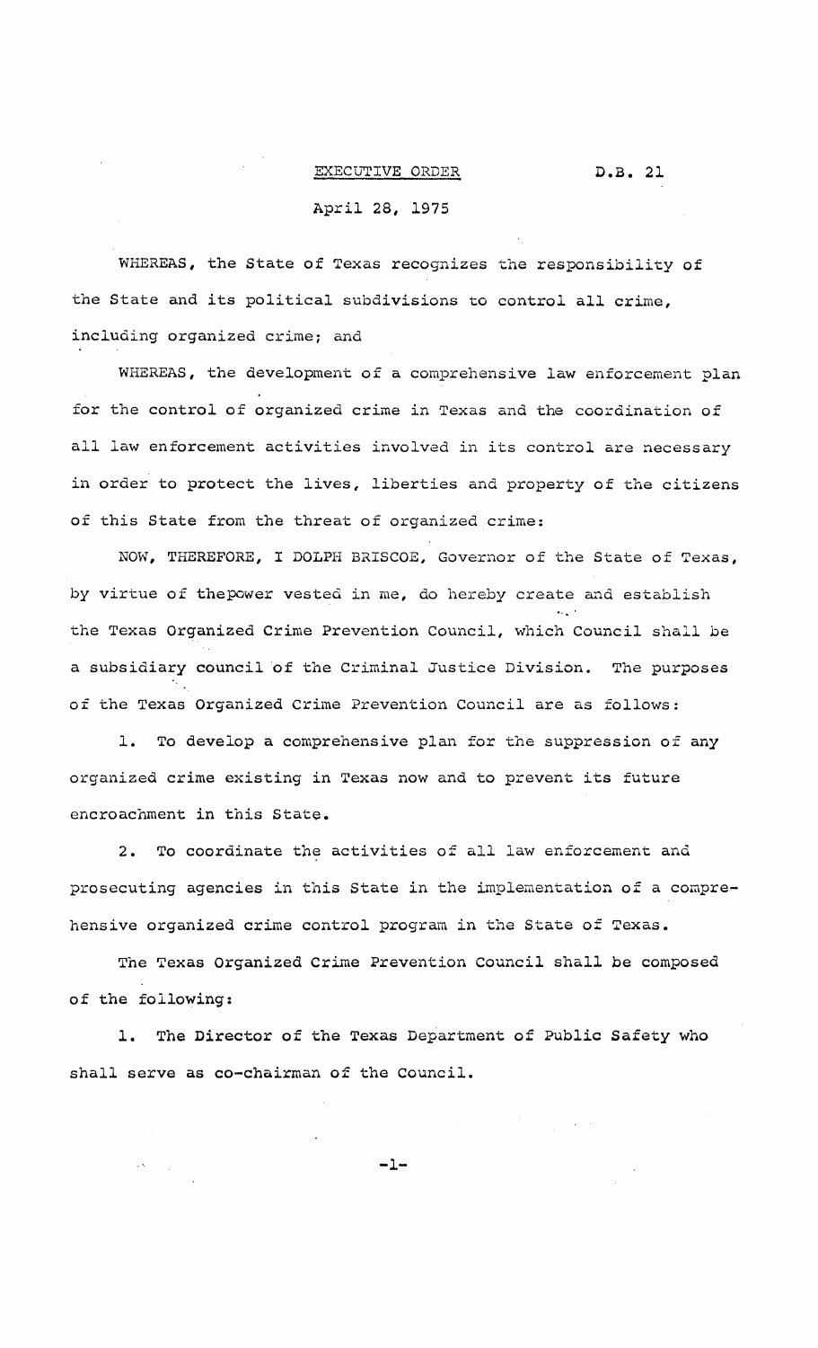EXECUTIVE ORDER D.B. 21

April 28, 1975

WHEREAS, the State of Texas recognizes the responsibility of the State and its political subdivisions to control all crime, including organized crime; and

WHEREAS, the development of a comprehensive law enforcement plan for the control of organized crime in Texas and the coordination of all law enforcement activities involved in its control are necessary in order to protect the lives, liberties and property of the citizens of this State from the threat of organized crime:

NOW, THEREFORE, I DOLPH BRISCOE, Governor of the State of Texas, by virtue of thepower vested in me, do hereby create and establish the Texas Organized Crime Prevention Council, which Council shall be a subsidiary council of the Criminal Justice Division. The purposes of the Texas Organized Crime Prevention Council are as follows:

1. To develop a comprehensive plan for the suppression of any organized crime existing in Texas now and to prevent its future encroachment in this State.

2. To coordinate the activities of all law enforcement and prosecuting agencies in this State in the implementation of a comprehensive organized crime control program in the State of Texas.

The Texas Organized Crime Prevention Council shall be composed of the following:

1. The Director of the Texas Department of Public Safety who shall serve as co-chairman of the Council.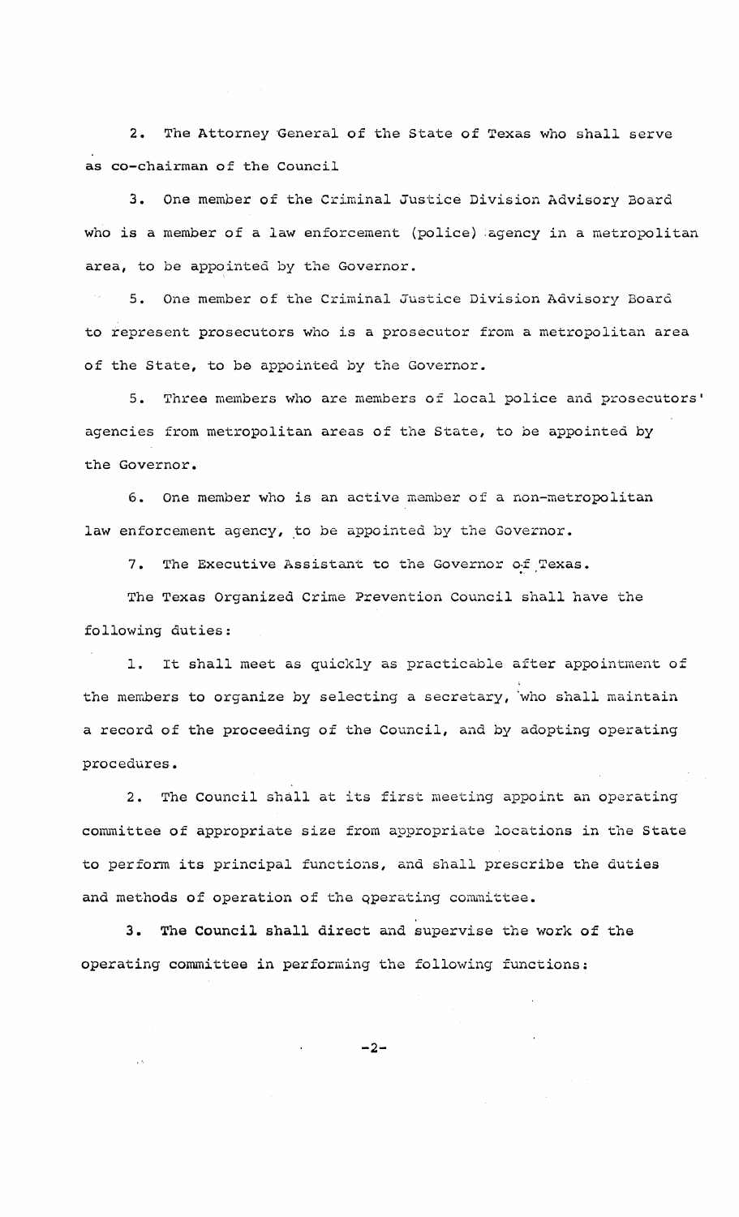2. The Attorney General of the State of Texas who shall serve as co-chairman of the Council

3. One member of the Criminal Justice Division Advisory Board who is a member of a law enforcement (police) agency in a metropolitan area, to be appointed by the Governor.

5. One member of the Criminal Justice Division Advisory Board to represent prosecutors who is a prosecutor from a metropolitan area of the State, to be appointed by the Governor.

5. Three members who are members of local police and prosecutors' agencies from metropolitan areas of the State, to be appointed by the Governor.

6. One member who is an active member of a non-metropolitan law enforcement agency, to be appointed by the Governor.

7. The Executive Assistant to the Governor of Texas.

The Texas Organized Crime Prevention Council shall have the following duties:

1. It shall meet as quickly as practicable after appointment of the members to organize by selecting a secretary, who shall maintain a record of the proceeding of the Council, and by adopting operating procedures.

2. The Council shall at its first meeting appoint an operating committee of appropriate size from appropriate locations in the State to perform its principal functions, and shall prescribe the duties and methods of operation of the operating committee.

3. The Council shall direct and supervise the work of the operating committee in performing the following functions: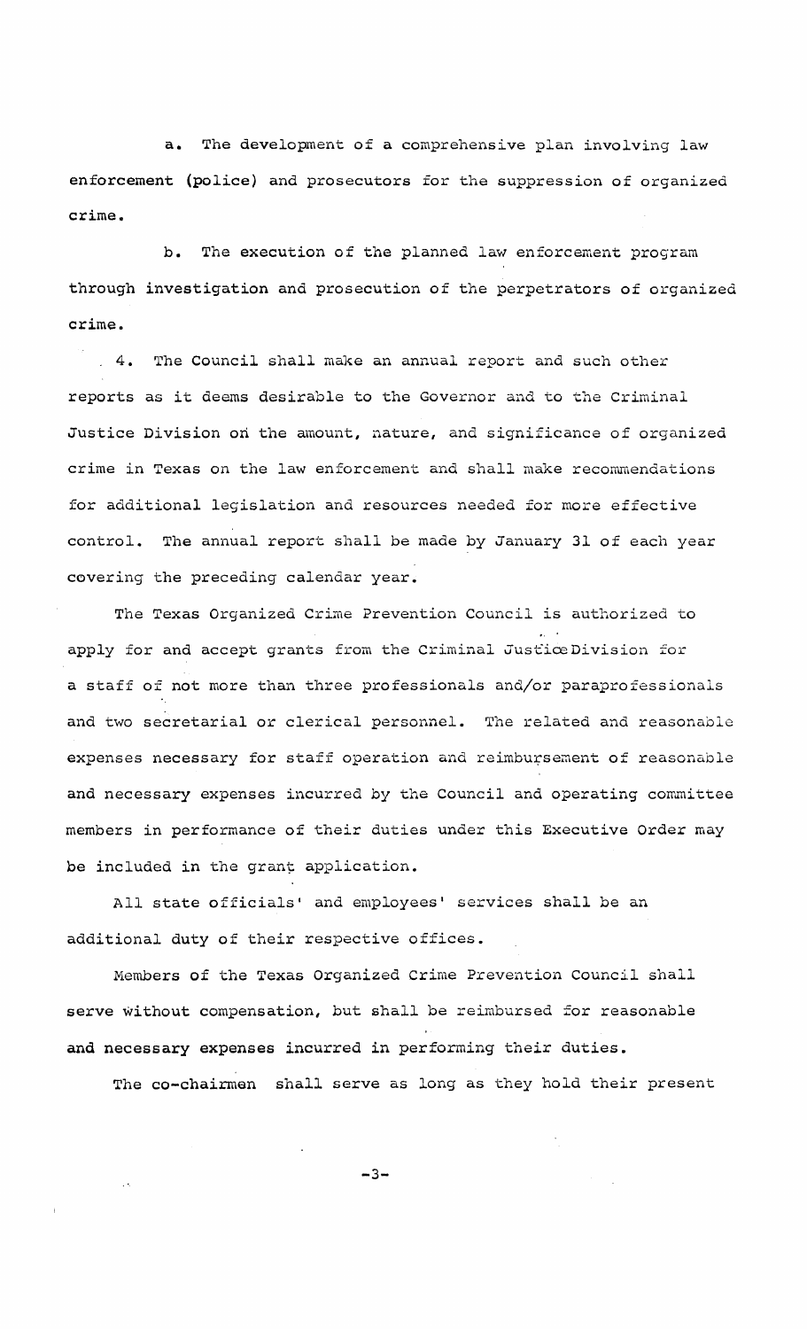a. The development of a comprehensive plan involving law enforcement (police) and prosecutors for the suppression of organized crime.

b. The execution of the planned law enforcement program through investigation and prosecution of the perpetrators of organized crime.

4. The Council shall make an annual report and such other reports as it deems desirable to the Governor and to the Criminal Justice Division on the amount, nature, and significance of organized crime in Texas on the law enforcement and shall make recommendations for additional legislation and resources needed for more effective control. The annual report shall be made by January 31 of each year covering the preceding calendar year.

The Texas Organized Crime Prevention Council is authorized to apply for and accept grants from the Criminal Justice Division for a staff of not more than three professionals and/or paraprofessionals and two secretarial or clerical personnel. The related and reasonable expenses necessary for staff operation and reimbursement of reasonable and necessary expenses incurred by the Council and operating committee members in performance of their duties under this Executive Order may be included in the grant application.

All state officials' and employees' services shall be an additional duty of their respective offices.

Members of the Texas Organized Crime Prevention Council shall serve without compensation, but shall be reimbursed for reasonable and necessary expenses incurred in performing their duties.

The co-chairmen shall serve as long as they hold their present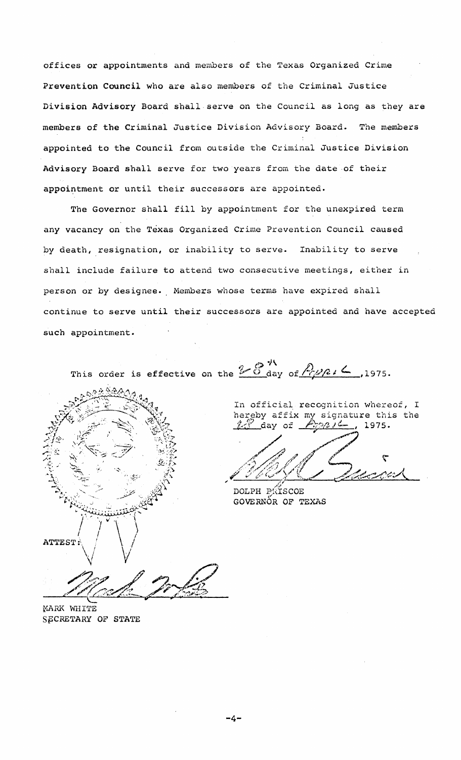offices or appointments and members of the Texas Organized Crime Prevention Council who are also members of the Criminal Justice Division Advisory Board shall serve on the Council as long as they are members of the Criminal Justice Division Advisory Board. The members appointed to the Council from outside the Criminal Justice Division Advisory Board shall serve for two years from the date of their appointment or until their successors are appointed.

The Governor shall fill by appointment for the unexpired term any vacancy on the Texas Organized Crime Prevention Council caused by death, resignation, or inability to serve. Inability to serve shall include failure to attend two consecutive meetings, either in person or by designee. Members whose terms have expired shall continue to serve until their successors are appointed and have accepted such appointment.

This order is effective on the 28th day of April, 1975.

In official recognition whereof, I hereby affix my signature this the 28 day of April, 1975.

DOLPH BRISCOE
GOVERNOR OF TEXAS

ATTEST:

MARK WHITE
SECRETARY OF STATE